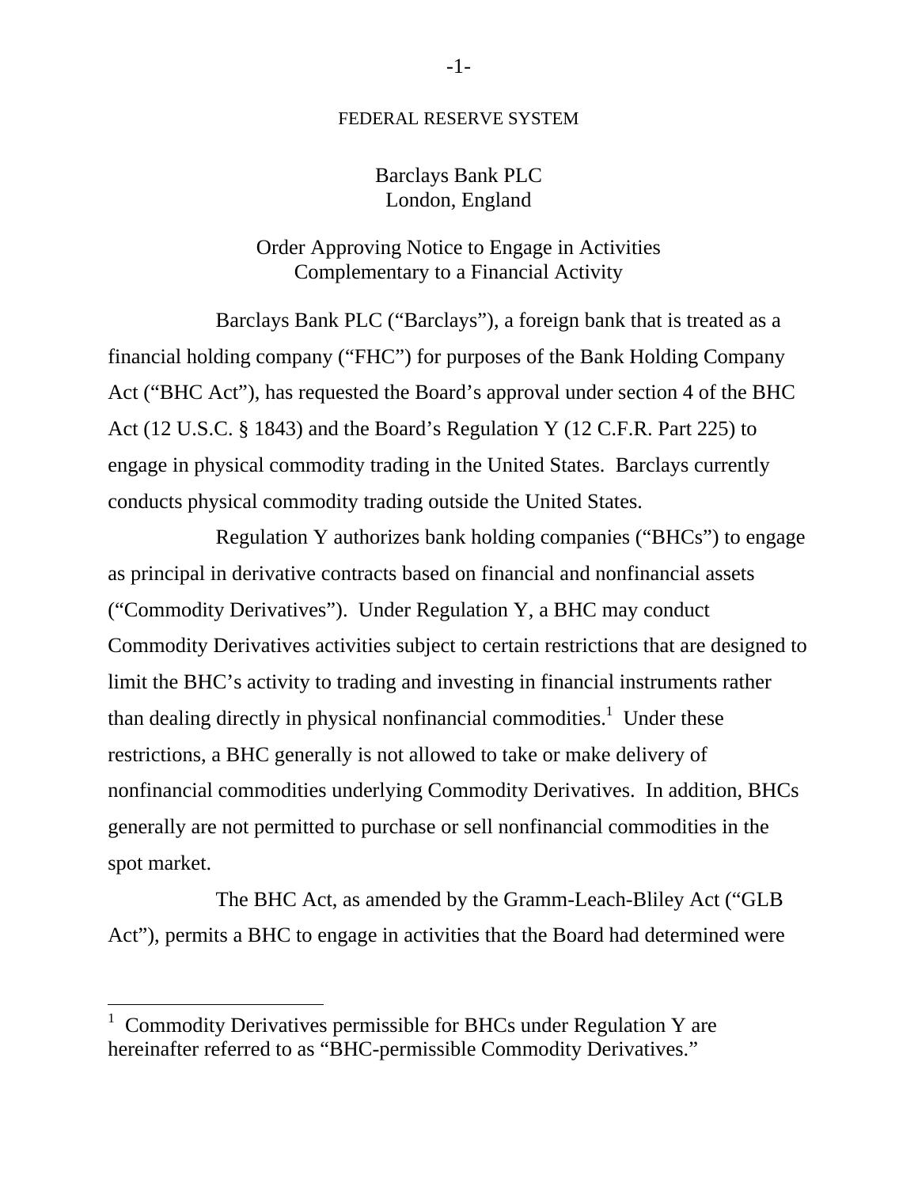FEDERAL RESERVE SYSTEM

Barclays Bank PLC
London, England

Order Approving Notice to Engage in Activities
Complementary to a Financial Activity

Barclays Bank PLC ("Barclays"), a foreign bank that is treated as a financial holding company ("FHC") for purposes of the Bank Holding Company Act ("BHC Act"), has requested the Board's approval under section 4 of the BHC Act (12 U.S.C. § 1843) and the Board's Regulation Y (12 C.F.R. Part 225) to engage in physical commodity trading in the United States. Barclays currently conducts physical commodity trading outside the United States.

Regulation Y authorizes bank holding companies ("BHCs") to engage as principal in derivative contracts based on financial and nonfinancial assets ("Commodity Derivatives"). Under Regulation Y, a BHC may conduct Commodity Derivatives activities subject to certain restrictions that are designed to limit the BHC's activity to trading and investing in financial instruments rather than dealing directly in physical nonfinancial commodities.[1] Under these restrictions, a BHC generally is not allowed to take or make delivery of nonfinancial commodities underlying Commodity Derivatives. In addition, BHCs generally are not permitted to purchase or sell nonfinancial commodities in the spot market.

The BHC Act, as amended by the Gramm-Leach-Bliley Act ("GLB Act"), permits a BHC to engage in activities that the Board had determined were

---

[1] Commodity Derivatives permissible for BHCs under Regulation Y are hereinafter referred to as "BHC-permissible Commodity Derivatives."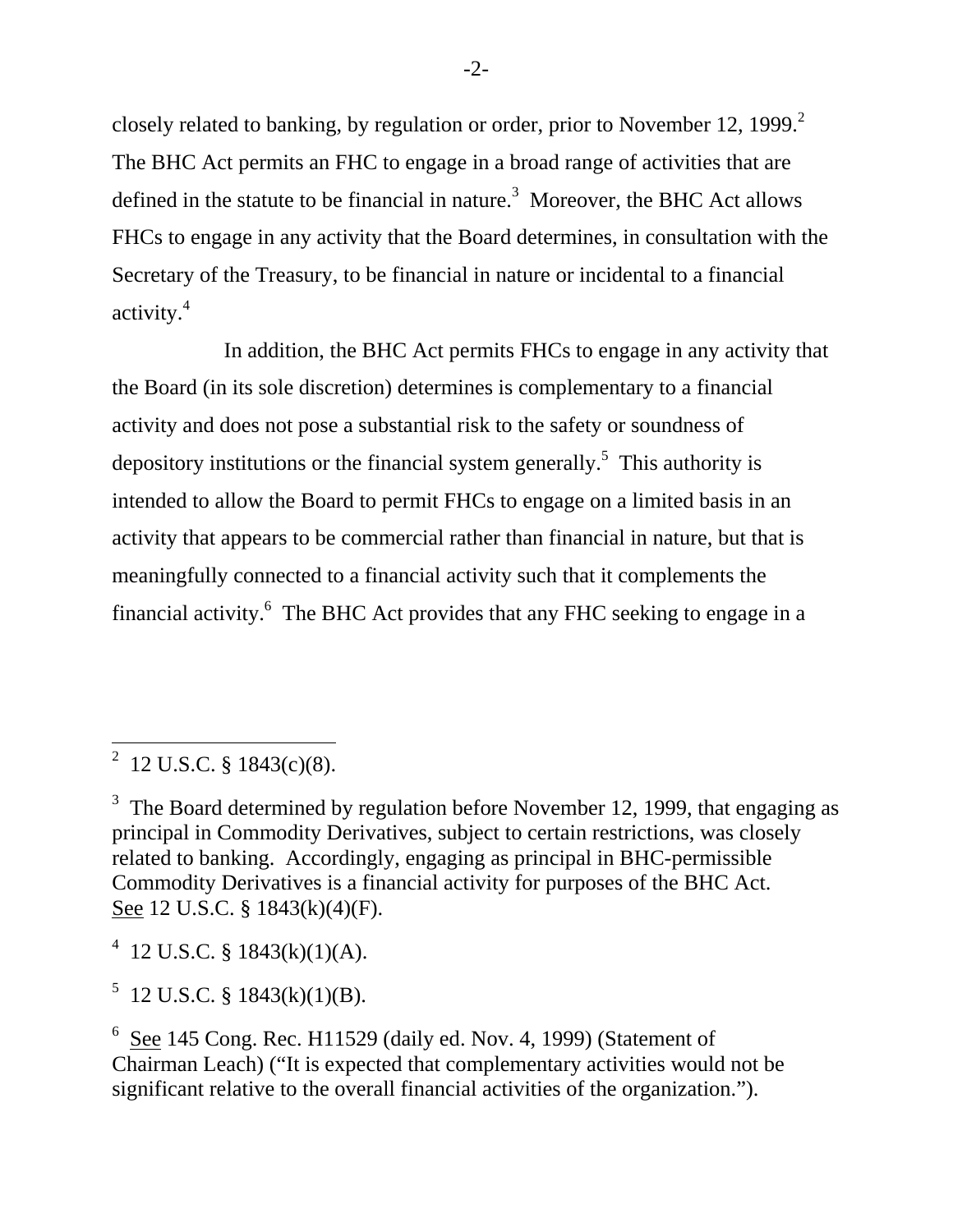closely related to banking, by regulation or order, prior to November 12, 1999.[2] The BHC Act permits an FHC to engage in a broad range of activities that are defined in the statute to be financial in nature.[3] Moreover, the BHC Act allows FHCs to engage in any activity that the Board determines, in consultation with the Secretary of the Treasury, to be financial in nature or incidental to a financial activity.[4]

In addition, the BHC Act permits FHCs to engage in any activity that the Board (in its sole discretion) determines is complementary to a financial activity and does not pose a substantial risk to the safety or soundness of depository institutions or the financial system generally.[5] This authority is intended to allow the Board to permit FHCs to engage on a limited basis in an activity that appears to be commercial rather than financial in nature, but that is meaningfully connected to a financial activity such that it complements the financial activity.[6] The BHC Act provides that any FHC seeking to engage in a

---

[2] 12 U.S.C. § 1843(c)(8).

[3] The Board determined by regulation before November 12, 1999, that engaging as principal in Commodity Derivatives, subject to certain restrictions, was closely related to banking. Accordingly, engaging as principal in BHC-permissible Commodity Derivatives is a financial activity for purposes of the BHC Act. See 12 U.S.C. § 1843(k)(4)(F).

[4] 12 U.S.C. § 1843(k)(1)(A).

[5] 12 U.S.C. § 1843(k)(1)(B).

[6] See 145 Cong. Rec. H11529 (daily ed. Nov. 4, 1999) (Statement of Chairman Leach) ("It is expected that complementary activities would not be significant relative to the overall financial activities of the organization.").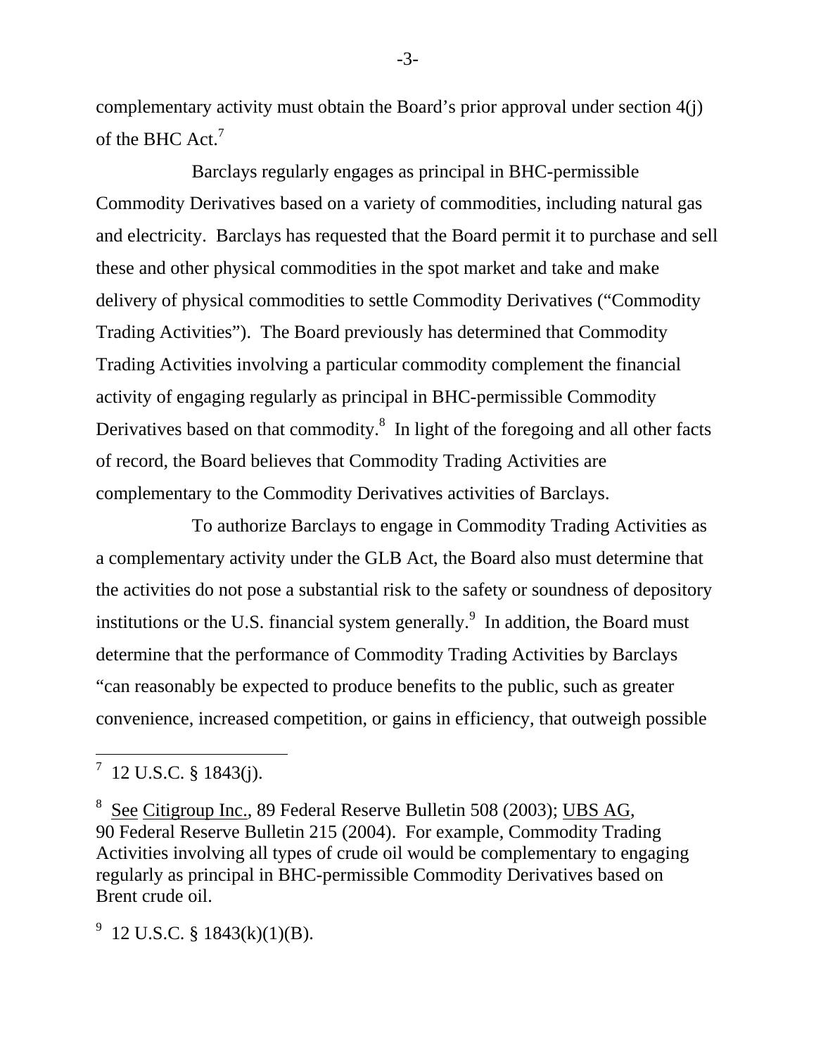complementary activity must obtain the Board's prior approval under section 4(j) of the BHC Act.[7]

Barclays regularly engages as principal in BHC-permissible Commodity Derivatives based on a variety of commodities, including natural gas and electricity. Barclays has requested that the Board permit it to purchase and sell these and other physical commodities in the spot market and take and make delivery of physical commodities to settle Commodity Derivatives ("Commodity Trading Activities"). The Board previously has determined that Commodity Trading Activities involving a particular commodity complement the financial activity of engaging regularly as principal in BHC-permissible Commodity Derivatives based on that commodity.[8] In light of the foregoing and all other facts of record, the Board believes that Commodity Trading Activities are complementary to the Commodity Derivatives activities of Barclays.

To authorize Barclays to engage in Commodity Trading Activities as a complementary activity under the GLB Act, the Board also must determine that the activities do not pose a substantial risk to the safety or soundness of depository institutions or the U.S. financial system generally.[9] In addition, the Board must determine that the performance of Commodity Trading Activities by Barclays "can reasonably be expected to produce benefits to the public, such as greater convenience, increased competition, or gains in efficiency, that outweigh possible

---

[7] 12 U.S.C. § 1843(j).

[8] See Citigroup Inc., 89 Federal Reserve Bulletin 508 (2003); UBS AG, 90 Federal Reserve Bulletin 215 (2004). For example, Commodity Trading Activities involving all types of crude oil would be complementary to engaging regularly as principal in BHC-permissible Commodity Derivatives based on Brent crude oil.

[9] 12 U.S.C. § 1843(k)(1)(B).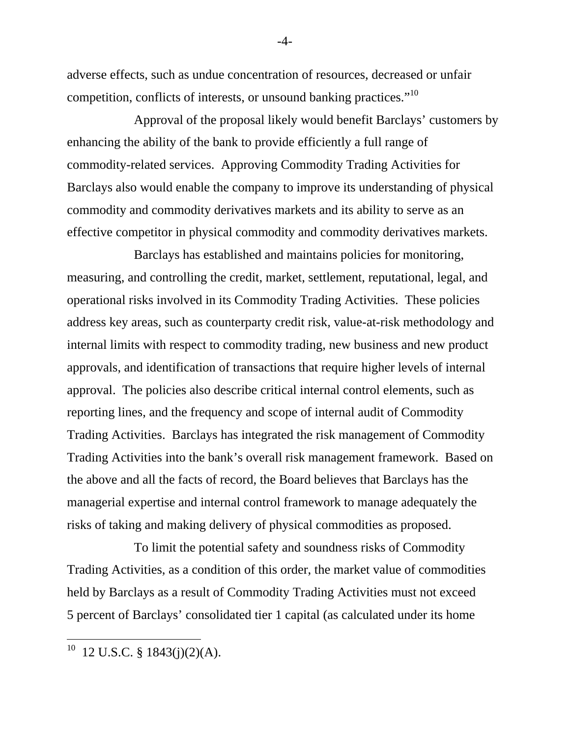adverse effects, such as undue concentration of resources, decreased or unfair competition, conflicts of interests, or unsound banking practices."[10]

Approval of the proposal likely would benefit Barclays' customers by enhancing the ability of the bank to provide efficiently a full range of commodity-related services. Approving Commodity Trading Activities for Barclays also would enable the company to improve its understanding of physical commodity and commodity derivatives markets and its ability to serve as an effective competitor in physical commodity and commodity derivatives markets.

Barclays has established and maintains policies for monitoring, measuring, and controlling the credit, market, settlement, reputational, legal, and operational risks involved in its Commodity Trading Activities. These policies address key areas, such as counterparty credit risk, value-at-risk methodology and internal limits with respect to commodity trading, new business and new product approvals, and identification of transactions that require higher levels of internal approval. The policies also describe critical internal control elements, such as reporting lines, and the frequency and scope of internal audit of Commodity Trading Activities. Barclays has integrated the risk management of Commodity Trading Activities into the bank's overall risk management framework. Based on the above and all the facts of record, the Board believes that Barclays has the managerial expertise and internal control framework to manage adequately the risks of taking and making delivery of physical commodities as proposed.

To limit the potential safety and soundness risks of Commodity Trading Activities, as a condition of this order, the market value of commodities held by Barclays as a result of Commodity Trading Activities must not exceed 5 percent of Barclays' consolidated tier 1 capital (as calculated under its home

---

[10] 12 U.S.C. § 1843(j)(2)(A).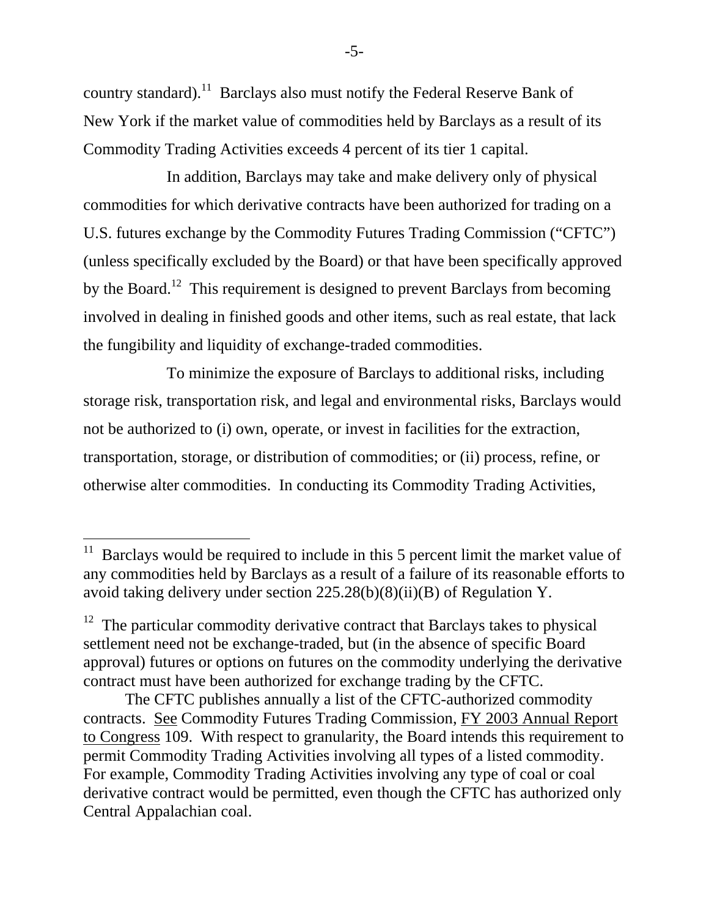country standard).[11] Barclays also must notify the Federal Reserve Bank of New York if the market value of commodities held by Barclays as a result of its Commodity Trading Activities exceeds 4 percent of its tier 1 capital.

In addition, Barclays may take and make delivery only of physical commodities for which derivative contracts have been authorized for trading on a U.S. futures exchange by the Commodity Futures Trading Commission ("CFTC") (unless specifically excluded by the Board) or that have been specifically approved by the Board.[12] This requirement is designed to prevent Barclays from becoming involved in dealing in finished goods and other items, such as real estate, that lack the fungibility and liquidity of exchange-traded commodities.

To minimize the exposure of Barclays to additional risks, including storage risk, transportation risk, and legal and environmental risks, Barclays would not be authorized to (i) own, operate, or invest in facilities for the extraction, transportation, storage, or distribution of commodities; or (ii) process, refine, or otherwise alter commodities. In conducting its Commodity Trading Activities,

---

[11] Barclays would be required to include in this 5 percent limit the market value of any commodities held by Barclays as a result of a failure of its reasonable efforts to avoid taking delivery under section 225.28(b)(8)(ii)(B) of Regulation Y.

[12] The particular commodity derivative contract that Barclays takes to physical settlement need not be exchange-traded, but (in the absence of specific Board approval) futures or options on futures on the commodity underlying the derivative contract must have been authorized for exchange trading by the CFTC.

The CFTC publishes annually a list of the CFTC-authorized commodity contracts. See Commodity Futures Trading Commission, FY 2003 Annual Report to Congress 109. With respect to granularity, the Board intends this requirement to permit Commodity Trading Activities involving all types of a listed commodity. For example, Commodity Trading Activities involving any type of coal or coal derivative contract would be permitted, even though the CFTC has authorized only Central Appalachian coal.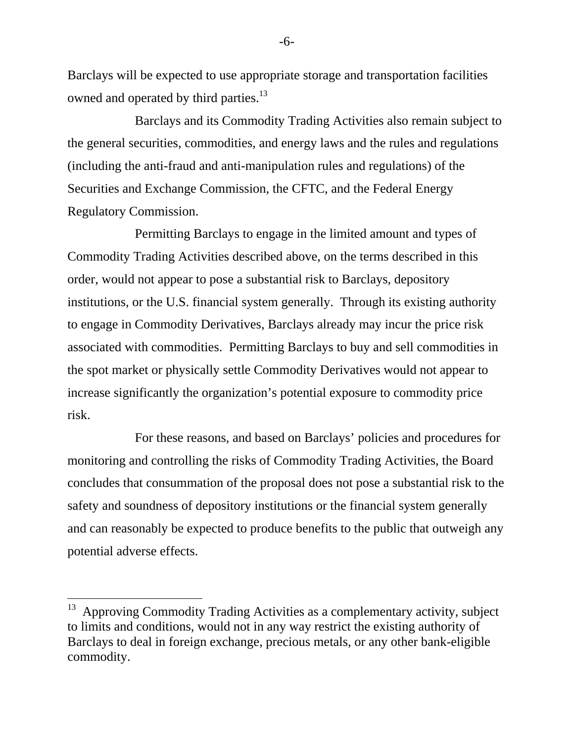Barclays will be expected to use appropriate storage and transportation facilities owned and operated by third parties.[13]

Barclays and its Commodity Trading Activities also remain subject to the general securities, commodities, and energy laws and the rules and regulations (including the anti-fraud and anti-manipulation rules and regulations) of the Securities and Exchange Commission, the CFTC, and the Federal Energy Regulatory Commission.

Permitting Barclays to engage in the limited amount and types of Commodity Trading Activities described above, on the terms described in this order, would not appear to pose a substantial risk to Barclays, depository institutions, or the U.S. financial system generally. Through its existing authority to engage in Commodity Derivatives, Barclays already may incur the price risk associated with commodities. Permitting Barclays to buy and sell commodities in the spot market or physically settle Commodity Derivatives would not appear to increase significantly the organization's potential exposure to commodity price risk.

For these reasons, and based on Barclays' policies and procedures for monitoring and controlling the risks of Commodity Trading Activities, the Board concludes that consummation of the proposal does not pose a substantial risk to the safety and soundness of depository institutions or the financial system generally and can reasonably be expected to produce benefits to the public that outweigh any potential adverse effects.

---

[13] Approving Commodity Trading Activities as a complementary activity, subject to limits and conditions, would not in any way restrict the existing authority of Barclays to deal in foreign exchange, precious metals, or any other bank-eligible commodity.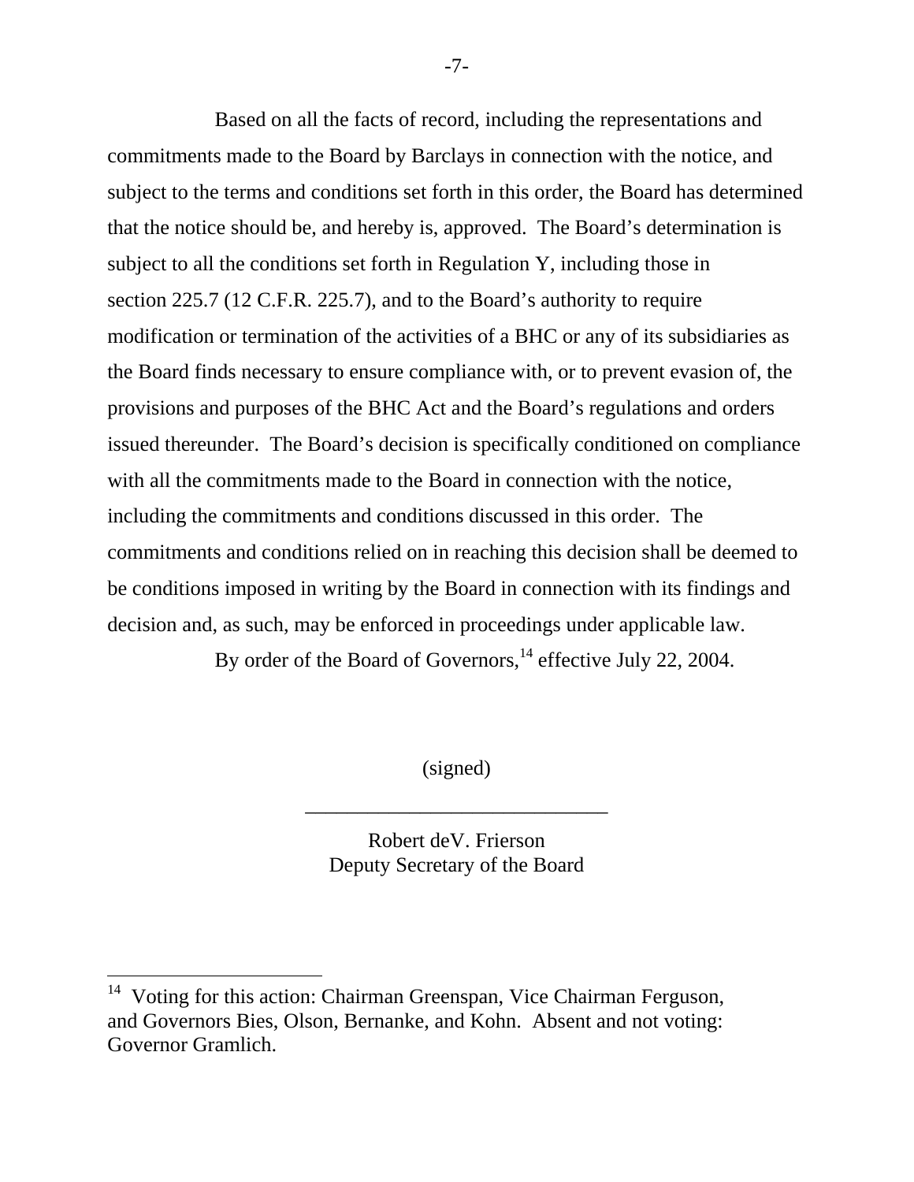Based on all the facts of record, including the representations and commitments made to the Board by Barclays in connection with the notice, and subject to the terms and conditions set forth in this order, the Board has determined that the notice should be, and hereby is, approved. The Board's determination is subject to all the conditions set forth in Regulation Y, including those in section 225.7 (12 C.F.R. 225.7), and to the Board's authority to require modification or termination of the activities of a BHC or any of its subsidiaries as the Board finds necessary to ensure compliance with, or to prevent evasion of, the provisions and purposes of the BHC Act and the Board's regulations and orders issued thereunder. The Board's decision is specifically conditioned on compliance with all the commitments made to the Board in connection with the notice, including the commitments and conditions discussed in this order. The commitments and conditions relied on in reaching this decision shall be deemed to be conditions imposed in writing by the Board in connection with its findings and decision and, as such, may be enforced in proceedings under applicable law.

By order of the Board of Governors,[14] effective July 22, 2004.

(signed)

_____________________________

Robert deV. Frierson
Deputy Secretary of the Board

---

[14] Voting for this action: Chairman Greenspan, Vice Chairman Ferguson, and Governors Bies, Olson, Bernanke, and Kohn. Absent and not voting: Governor Gramlich.